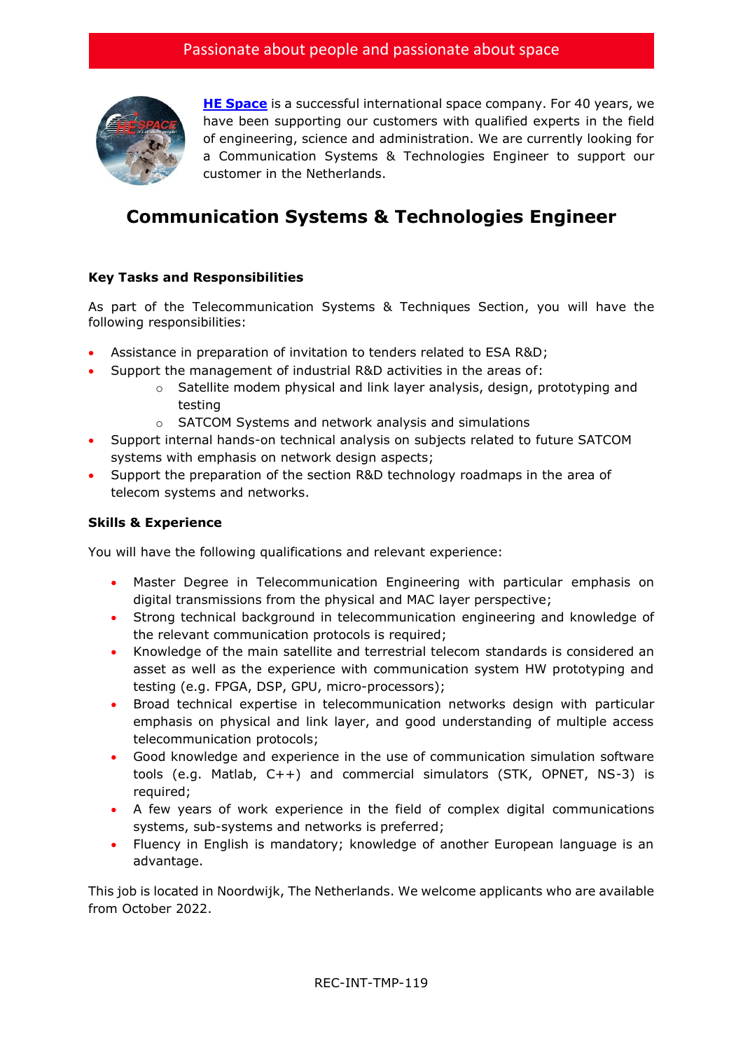Passionate about people and passionate about space

**HE Space** is a successful international space company. For 40 years, we have been supporting our customers with qualified experts in the field of engineering, science and administration. We are currently looking for a Communication Systems & Technologies Engineer to support our customer in the Netherlands.

# Communication Systems & Technologies Engineer

**Key Tasks and Responsibilities**

As part of the Telecommunication Systems & Techniques Section, you will have the following responsibilities:

- Assistance in preparation of invitation to tenders related to ESA R&D;
- Support the management of industrial R&D activities in the areas of:
  - Satellite modem physical and link layer analysis, design, prototyping and testing
  - SATCOM Systems and network analysis and simulations
- Support internal hands-on technical analysis on subjects related to future SATCOM systems with emphasis on network design aspects;
- Support the preparation of the section R&D technology roadmaps in the area of telecom systems and networks.

**Skills & Experience**

You will have the following qualifications and relevant experience:

- Master Degree in Telecommunication Engineering with particular emphasis on digital transmissions from the physical and MAC layer perspective;
- Strong technical background in telecommunication engineering and knowledge of the relevant communication protocols is required;
- Knowledge of the main satellite and terrestrial telecom standards is considered an asset as well as the experience with communication system HW prototyping and testing (e.g. FPGA, DSP, GPU, micro-processors);
- Broad technical expertise in telecommunication networks design with particular emphasis on physical and link layer, and good understanding of multiple access telecommunication protocols;
- Good knowledge and experience in the use of communication simulation software tools (e.g. Matlab, C++) and commercial simulators (STK, OPNET, NS-3) is required;
- A few years of work experience in the field of complex digital communications systems, sub-systems and networks is preferred;
- Fluency in English is mandatory; knowledge of another European language is an advantage.

This job is located in Noordwijk, The Netherlands. We welcome applicants who are available from October 2022.

REC-INT-TMP-119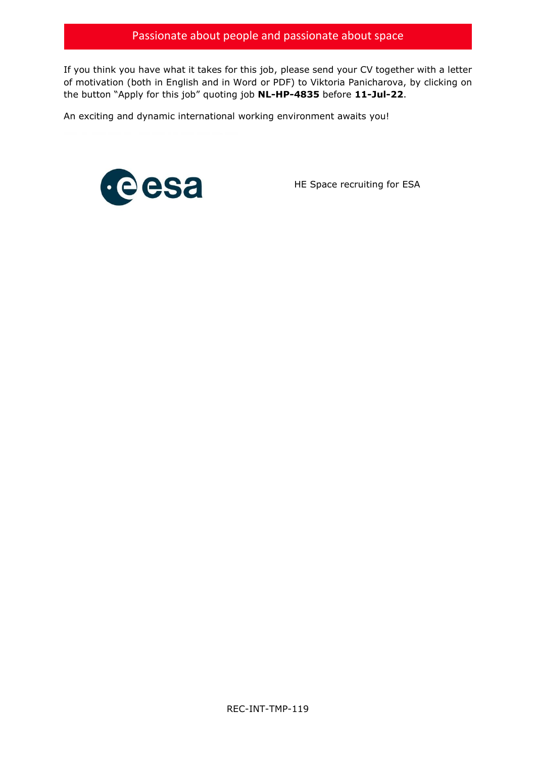## Passionate about people and passionate about space

If you think you have what it takes for this job, please send your CV together with a letter of motivation (both in English and in Word or PDF) to Viktoria Panicharova, by clicking on the button "Apply for this job" quoting job **NL-HP-4835** before **11-Jul-22**.

An exciting and dynamic international working environment awaits you!

HE Space recruiting for ESA

REC-INT-TMP-119